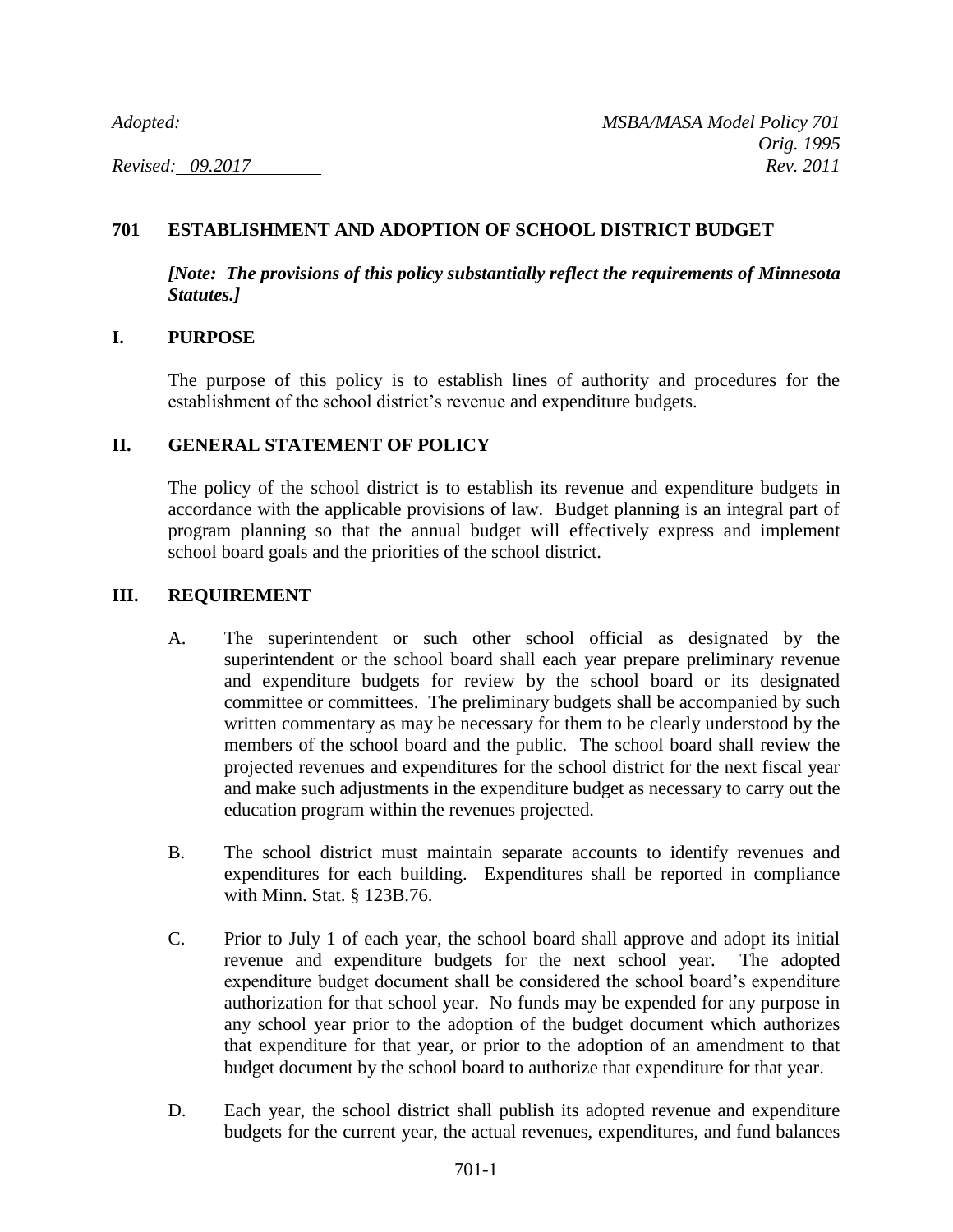*Adopted:* ______________ *MSBA/MASA Model Policy 701*
*Orig. 1995*
*Revised: 09.2017* *Rev. 2011*

## 701 ESTABLISHMENT AND ADOPTION OF SCHOOL DISTRICT BUDGET

***[Note: The provisions of this policy substantially reflect the requirements of Minnesota Statutes.]***

### I. PURPOSE

The purpose of this policy is to establish lines of authority and procedures for the establishment of the school district's revenue and expenditure budgets.

### II. GENERAL STATEMENT OF POLICY

The policy of the school district is to establish its revenue and expenditure budgets in accordance with the applicable provisions of law. Budget planning is an integral part of program planning so that the annual budget will effectively express and implement school board goals and the priorities of the school district.

### III. REQUIREMENT

A. The superintendent or such other school official as designated by the superintendent or the school board shall each year prepare preliminary revenue and expenditure budgets for review by the school board or its designated committee or committees. The preliminary budgets shall be accompanied by such written commentary as may be necessary for them to be clearly understood by the members of the school board and the public. The school board shall review the projected revenues and expenditures for the school district for the next fiscal year and make such adjustments in the expenditure budget as necessary to carry out the education program within the revenues projected.

B. The school district must maintain separate accounts to identify revenues and expenditures for each building. Expenditures shall be reported in compliance with Minn. Stat. § 123B.76.

C. Prior to July 1 of each year, the school board shall approve and adopt its initial revenue and expenditure budgets for the next school year. The adopted expenditure budget document shall be considered the school board's expenditure authorization for that school year. No funds may be expended for any purpose in any school year prior to the adoption of the budget document which authorizes that expenditure for that year, or prior to the adoption of an amendment to that budget document by the school board to authorize that expenditure for that year.

D. Each year, the school district shall publish its adopted revenue and expenditure budgets for the current year, the actual revenues, expenditures, and fund balances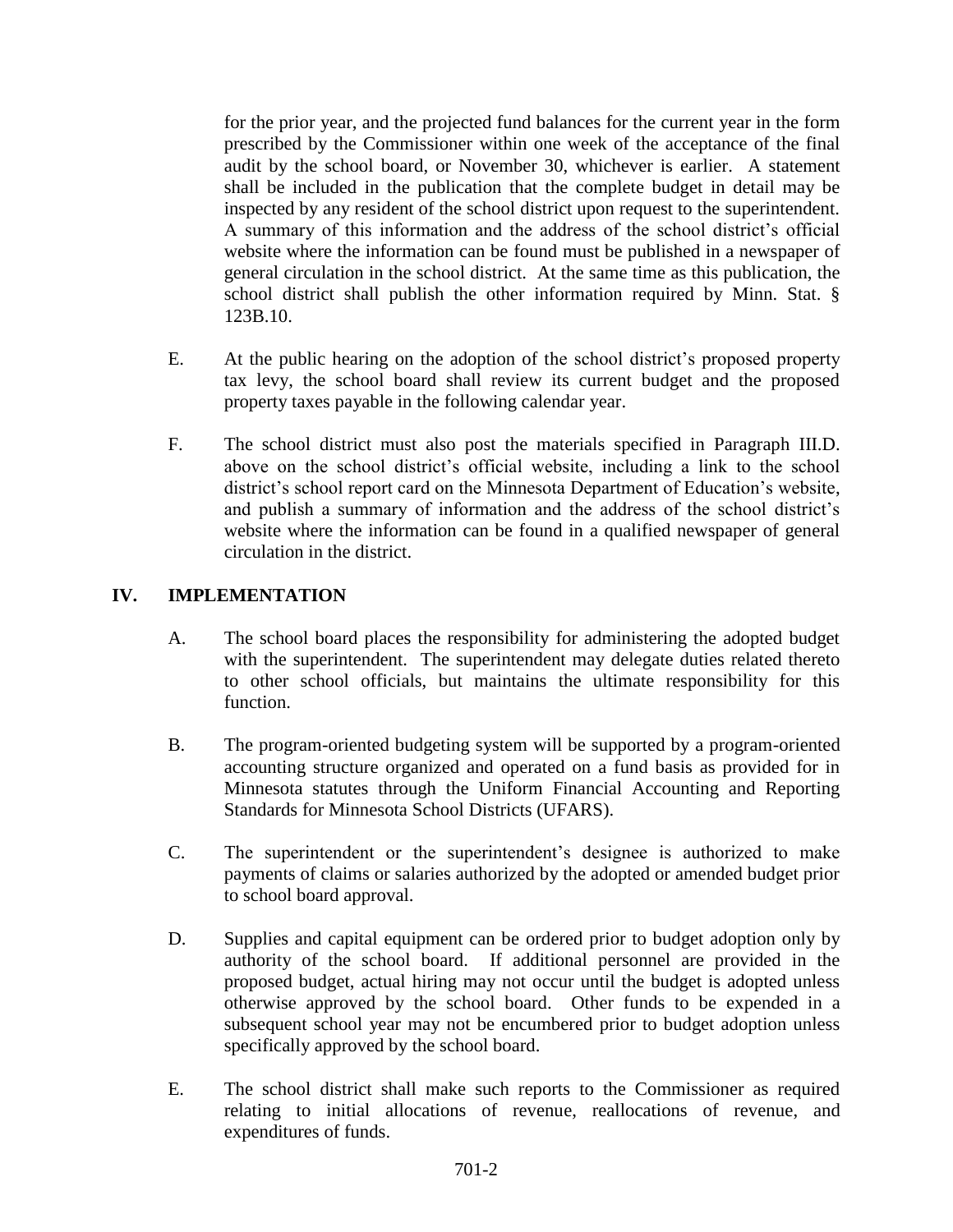for the prior year, and the projected fund balances for the current year in the form prescribed by the Commissioner within one week of the acceptance of the final audit by the school board, or November 30, whichever is earlier. A statement shall be included in the publication that the complete budget in detail may be inspected by any resident of the school district upon request to the superintendent. A summary of this information and the address of the school district's official website where the information can be found must be published in a newspaper of general circulation in the school district. At the same time as this publication, the school district shall publish the other information required by Minn. Stat. § 123B.10.

E. At the public hearing on the adoption of the school district's proposed property tax levy, the school board shall review its current budget and the proposed property taxes payable in the following calendar year.

F. The school district must also post the materials specified in Paragraph III.D. above on the school district's official website, including a link to the school district's school report card on the Minnesota Department of Education's website, and publish a summary of information and the address of the school district's website where the information can be found in a qualified newspaper of general circulation in the district.

## IV. IMPLEMENTATION

A. The school board places the responsibility for administering the adopted budget with the superintendent. The superintendent may delegate duties related thereto to other school officials, but maintains the ultimate responsibility for this function.

B. The program-oriented budgeting system will be supported by a program-oriented accounting structure organized and operated on a fund basis as provided for in Minnesota statutes through the Uniform Financial Accounting and Reporting Standards for Minnesota School Districts (UFARS).

C. The superintendent or the superintendent's designee is authorized to make payments of claims or salaries authorized by the adopted or amended budget prior to school board approval.

D. Supplies and capital equipment can be ordered prior to budget adoption only by authority of the school board. If additional personnel are provided in the proposed budget, actual hiring may not occur until the budget is adopted unless otherwise approved by the school board. Other funds to be expended in a subsequent school year may not be encumbered prior to budget adoption unless specifically approved by the school board.

E. The school district shall make such reports to the Commissioner as required relating to initial allocations of revenue, reallocations of revenue, and expenditures of funds.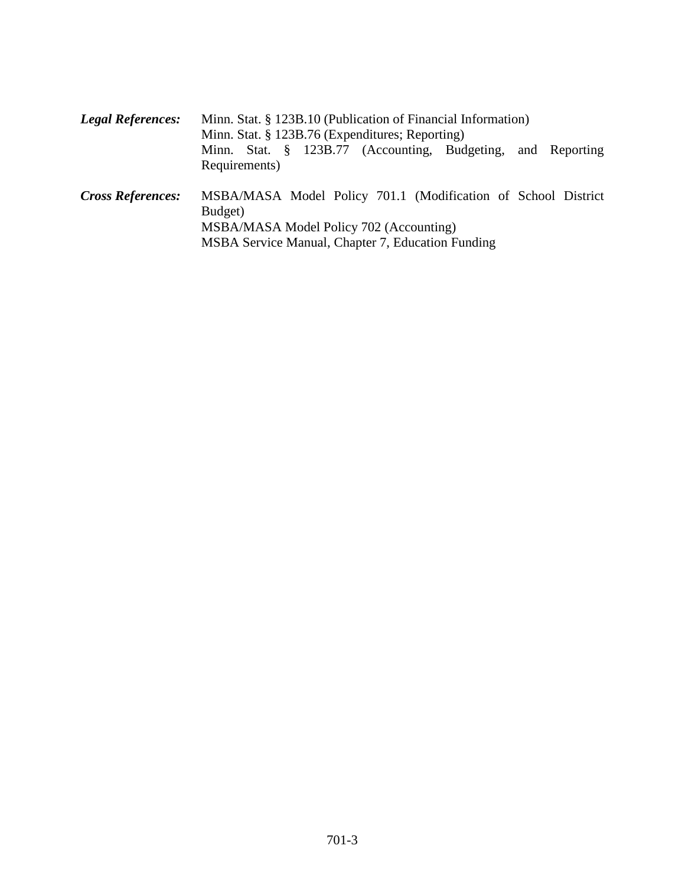*Legal References:* Minn. Stat. § 123B.10 (Publication of Financial Information)
Minn. Stat. § 123B.76 (Expenditures; Reporting)
Minn. Stat. § 123B.77 (Accounting, Budgeting, and Reporting Requirements)

*Cross References:* MSBA/MASA Model Policy 701.1 (Modification of School District Budget)
MSBA/MASA Model Policy 702 (Accounting)
MSBA Service Manual, Chapter 7, Education Funding